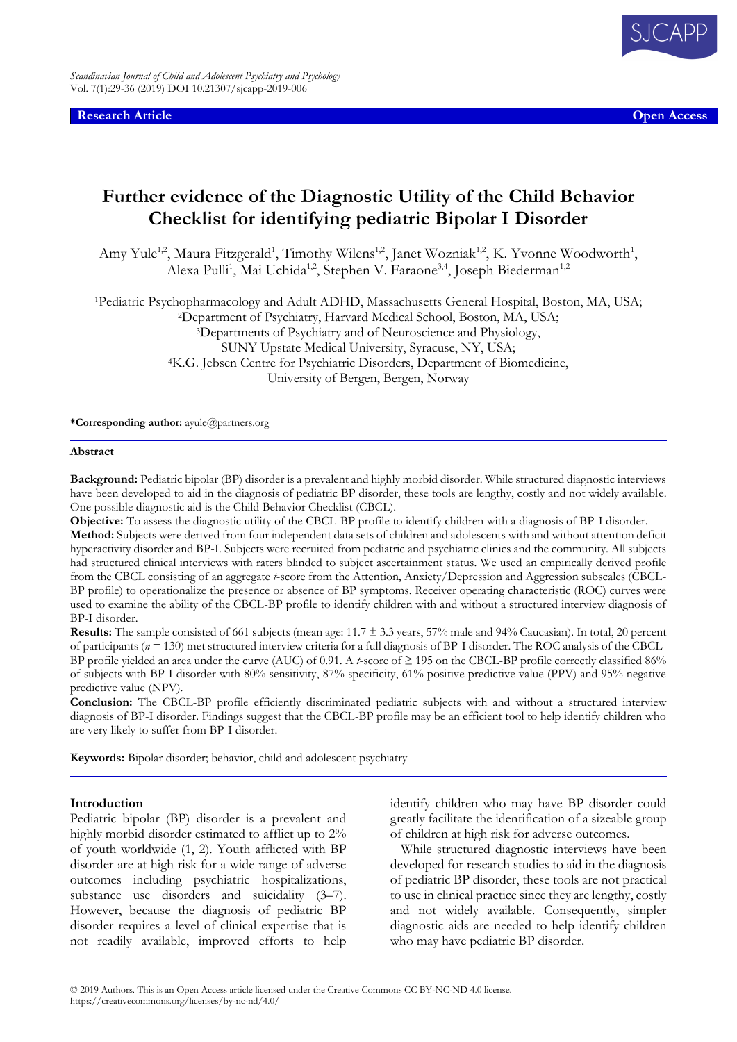Research Article | Open Access

# Further evidence of the Diagnostic Utility of the Child Behavior Checklist for identifying pediatric Bipolar I Disorder

Amy Yule[1,2], Maura Fitzgerald[1], Timothy Wilens[1,2], Janet Wozniak[1,2], K. Yvonne Woodworth[1], Alexa Pulli[1], Mai Uchida[1,2], Stephen V. Faraone[3,4], Joseph Biederman[1,2]

[1]Pediatric Psychopharmacology and Adult ADHD, Massachusetts General Hospital, Boston, MA, USA;
[2]Department of Psychiatry, Harvard Medical School, Boston, MA, USA;
[3]Departments of Psychiatry and of Neuroscience and Physiology, SUNY Upstate Medical University, Syracuse, NY, USA;
[4]K.G. Jebsen Centre for Psychiatric Disorders, Department of Biomedicine, University of Bergen, Bergen, Norway

**\*Corresponding author:** ayule@partners.org

## Abstract

**Background:** Pediatric bipolar (BP) disorder is a prevalent and highly morbid disorder. While structured diagnostic interviews have been developed to aid in the diagnosis of pediatric BP disorder, these tools are lengthy, costly and not widely available. One possible diagnostic aid is the Child Behavior Checklist (CBCL).

**Objective:** To assess the diagnostic utility of the CBCL-BP profile to identify children with a diagnosis of BP-I disorder.

**Method:** Subjects were derived from four independent data sets of children and adolescents with and without attention deficit hyperactivity disorder and BP-I. Subjects were recruited from pediatric and psychiatric clinics and the community. All subjects had structured clinical interviews with raters blinded to subject ascertainment status. We used an empirically derived profile from the CBCL consisting of an aggregate *t*-score from the Attention, Anxiety/Depression and Aggression subscales (CBCL-BP profile) to operationalize the presence or absence of BP symptoms. Receiver operating characteristic (ROC) curves were used to examine the ability of the CBCL-BP profile to identify children with and without a structured interview diagnosis of BP-I disorder.

**Results:** The sample consisted of 661 subjects (mean age: 11.7 ± 3.3 years, 57% male and 94% Caucasian). In total, 20 percent of participants ($n = 130$) met structured interview criteria for a full diagnosis of BP-I disorder. The ROC analysis of the CBCL-BP profile yielded an area under the curve (AUC) of 0.91. A *t*-score of ≥ 195 on the CBCL-BP profile correctly classified 86% of subjects with BP-I disorder with 80% sensitivity, 87% specificity, 61% positive predictive value (PPV) and 95% negative predictive value (NPV).

**Conclusion:** The CBCL-BP profile efficiently discriminated pediatric subjects with and without a structured interview diagnosis of BP-I disorder. Findings suggest that the CBCL-BP profile may be an efficient tool to help identify children who are very likely to suffer from BP-I disorder.

**Keywords:** Bipolar disorder; behavior, child and adolescent psychiatry

## Introduction

Pediatric bipolar (BP) disorder is a prevalent and highly morbid disorder estimated to afflict up to 2% of youth worldwide (1, 2). Youth afflicted with BP disorder are at high risk for a wide range of adverse outcomes including psychiatric hospitalizations, substance use disorders and suicidality (3–7). However, because the diagnosis of pediatric BP disorder requires a level of clinical expertise that is not readily available, improved efforts to help identify children who may have BP disorder could greatly facilitate the identification of a sizeable group of children at high risk for adverse outcomes.

While structured diagnostic interviews have been developed for research studies to aid in the diagnosis of pediatric BP disorder, these tools are not practical to use in clinical practice since they are lengthy, costly and not widely available. Consequently, simpler diagnostic aids are needed to help identify children who may have pediatric BP disorder.

© 2019 Authors. This is an Open Access article licensed under the Creative Commons CC BY-NC-ND 4.0 license. https://creativecommons.org/licenses/by-nc-nd/4.0/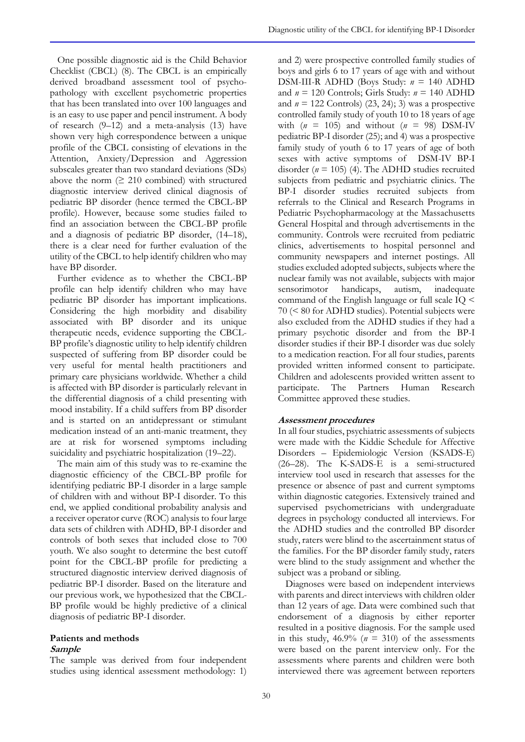One possible diagnostic aid is the Child Behavior Checklist (CBCL) (8). The CBCL is an empirically derived broadband assessment tool of psychopathology with excellent psychometric properties that has been translated into over 100 languages and is an easy to use paper and pencil instrument. A body of research (9–12) and a meta-analysis (13) have shown very high correspondence between a unique profile of the CBCL consisting of elevations in the Attention, Anxiety/Depression and Aggression subscales greater than two standard deviations (SDs) above the norm ($\geq$ 210 combined) with structured diagnostic interview derived clinical diagnosis of pediatric BP disorder (hence termed the CBCL-BP profile). However, because some studies failed to find an association between the CBCL-BP profile and a diagnosis of pediatric BP disorder, (14–18), there is a clear need for further evaluation of the utility of the CBCL to help identify children who may have BP disorder.

Further evidence as to whether the CBCL-BP profile can help identify children who may have pediatric BP disorder has important implications. Considering the high morbidity and disability associated with BP disorder and its unique therapeutic needs, evidence supporting the CBCL-BP profile's diagnostic utility to help identify children suspected of suffering from BP disorder could be very useful for mental health practitioners and primary care physicians worldwide. Whether a child is affected with BP disorder is particularly relevant in the differential diagnosis of a child presenting with mood instability. If a child suffers from BP disorder and is started on an antidepressant or stimulant medication instead of an anti-manic treatment, they are at risk for worsened symptoms including suicidality and psychiatric hospitalization (19–22).

The main aim of this study was to re-examine the diagnostic efficiency of the CBCL-BP profile for identifying pediatric BP-I disorder in a large sample of children with and without BP-I disorder. To this end, we applied conditional probability analysis and a receiver operator curve (ROC) analysis to four large data sets of children with ADHD, BP-I disorder and controls of both sexes that included close to 700 youth. We also sought to determine the best cutoff point for the CBCL-BP profile for predicting a structured diagnostic interview derived diagnosis of pediatric BP-I disorder. Based on the literature and our previous work, we hypothesized that the CBCL-BP profile would be highly predictive of a clinical diagnosis of pediatric BP-I disorder.

## Patients and methods

### *Sample*

The sample was derived from four independent studies using identical assessment methodology: 1) and 2) were prospective controlled family studies of boys and girls 6 to 17 years of age with and without DSM-III-R ADHD (Boys Study: $n$ = 140 ADHD and $n$ = 120 Controls; Girls Study: $n$ = 140 ADHD and $n$ = 122 Controls) (23, 24); 3) was a prospective controlled family study of youth 10 to 18 years of age with ($n$ = 105) and without ($n$ = 98) DSM-IV pediatric BP-I disorder (25); and 4) was a prospective family study of youth 6 to 17 years of age of both sexes with active symptoms of DSM-IV BP-I disorder ($n$ = 105) (4). The ADHD studies recruited subjects from pediatric and psychiatric clinics. The BP-I disorder studies recruited subjects from referrals to the Clinical and Research Programs in Pediatric Psychopharmacology at the Massachusetts General Hospital and through advertisements in the community. Controls were recruited from pediatric clinics, advertisements to hospital personnel and community newspapers and internet postings. All studies excluded adopted subjects, subjects where the nuclear family was not available, subjects with major sensorimotor handicaps, autism, inadequate command of the English language or full scale IQ < 70 (< 80 for ADHD studies). Potential subjects were also excluded from the ADHD studies if they had a primary psychotic disorder and from the BP-I disorder studies if their BP-I disorder was due solely to a medication reaction. For all four studies, parents provided written informed consent to participate. Children and adolescents provided written assent to participate. The Partners Human Research Committee approved these studies.

### *Assessment procedures*

In all four studies, psychiatric assessments of subjects were made with the Kiddie Schedule for Affective Disorders – Epidemiologic Version (KSADS-E) (26–28). The K-SADS-E is a semi-structured interview tool used in research that assesses for the presence or absence of past and current symptoms within diagnostic categories. Extensively trained and supervised psychometricians with undergraduate degrees in psychology conducted all interviews. For the ADHD studies and the controlled BP disorder study, raters were blind to the ascertainment status of the families. For the BP disorder family study, raters were blind to the study assignment and whether the subject was a proband or sibling.

Diagnoses were based on independent interviews with parents and direct interviews with children older than 12 years of age. Data were combined such that endorsement of a diagnosis by either reporter resulted in a positive diagnosis. For the sample used in this study, 46.9% ($n$ = 310) of the assessments were based on the parent interview only. For the assessments where parents and children were both interviewed there was agreement between reporters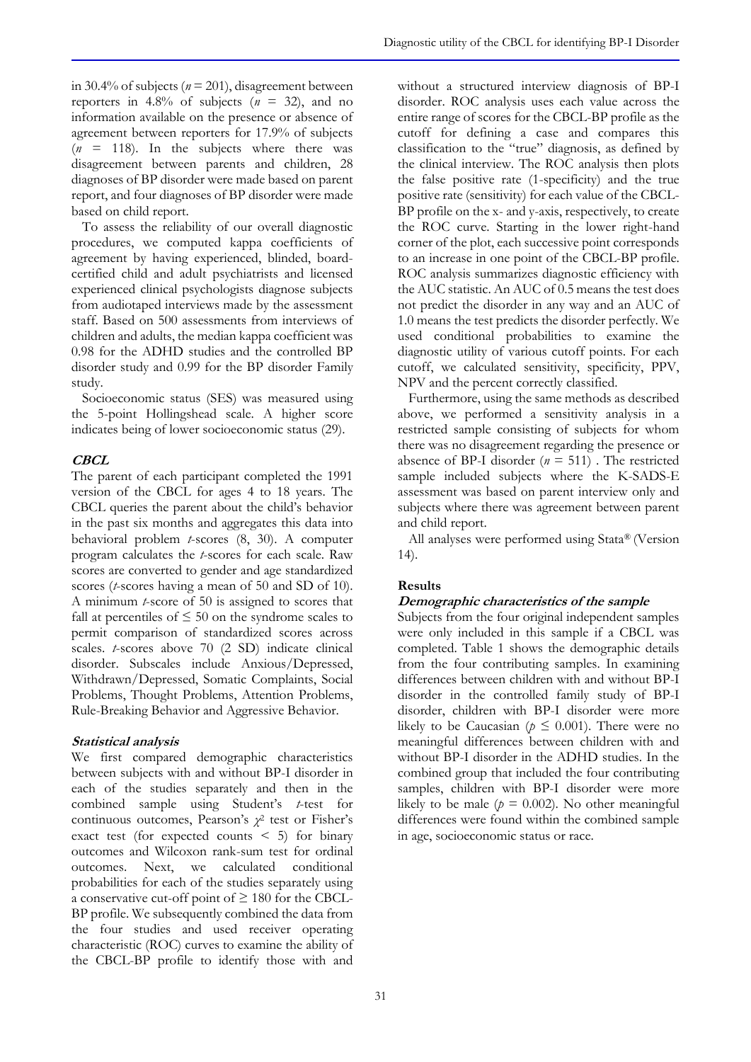in 30.4% of subjects ($n = 201$), disagreement between reporters in 4.8% of subjects ($n = 32$), and no information available on the presence or absence of agreement between reporters for 17.9% of subjects ($n = 118$). In the subjects where there was disagreement between parents and children, 28 diagnoses of BP disorder were made based on parent report, and four diagnoses of BP disorder were made based on child report.

To assess the reliability of our overall diagnostic procedures, we computed kappa coefficients of agreement by having experienced, blinded, board-certified child and adult psychiatrists and licensed experienced clinical psychologists diagnose subjects from audiotaped interviews made by the assessment staff. Based on 500 assessments from interviews of children and adults, the median kappa coefficient was 0.98 for the ADHD studies and the controlled BP disorder study and 0.99 for the BP disorder Family study.

Socioeconomic status (SES) was measured using the 5-point Hollingshead scale. A higher score indicates being of lower socioeconomic status (29).

### *CBCL*

The parent of each participant completed the 1991 version of the CBCL for ages 4 to 18 years. The CBCL queries the parent about the child's behavior in the past six months and aggregates this data into behavioral problem *t*-scores (8, 30). A computer program calculates the *t*-scores for each scale. Raw scores are converted to gender and age standardized scores (*t*-scores having a mean of 50 and SD of 10). A minimum *t*-score of 50 is assigned to scores that fall at percentiles of $\leq 50$ on the syndrome scales to permit comparison of standardized scores across scales. *t*-scores above 70 (2 SD) indicate clinical disorder. Subscales include Anxious/Depressed, Withdrawn/Depressed, Somatic Complaints, Social Problems, Thought Problems, Attention Problems, Rule-Breaking Behavior and Aggressive Behavior.

### *Statistical analysis*

We first compared demographic characteristics between subjects with and without BP-I disorder in each of the studies separately and then in the combined sample using Student's *t*-test for continuous outcomes, Pearson's $\chi^2$ test or Fisher's exact test (for expected counts $< 5$) for binary outcomes and Wilcoxon rank-sum test for ordinal outcomes. Next, we calculated conditional probabilities for each of the studies separately using a conservative cut-off point of $\geq 180$ for the CBCL-BP profile. We subsequently combined the data from the four studies and used receiver operating characteristic (ROC) curves to examine the ability of the CBCL-BP profile to identify those with and without a structured interview diagnosis of BP-I disorder. ROC analysis uses each value across the entire range of scores for the CBCL-BP profile as the cutoff for defining a case and compares this classification to the "true" diagnosis, as defined by the clinical interview. The ROC analysis then plots the false positive rate (1-specificity) and the true positive rate (sensitivity) for each value of the CBCL-BP profile on the x- and y-axis, respectively, to create the ROC curve. Starting in the lower right-hand corner of the plot, each successive point corresponds to an increase in one point of the CBCL-BP profile. ROC analysis summarizes diagnostic efficiency with the AUC statistic. An AUC of 0.5 means the test does not predict the disorder in any way and an AUC of 1.0 means the test predicts the disorder perfectly. We used conditional probabilities to examine the diagnostic utility of various cutoff points. For each cutoff, we calculated sensitivity, specificity, PPV, NPV and the percent correctly classified.

Furthermore, using the same methods as described above, we performed a sensitivity analysis in a restricted sample consisting of subjects for whom there was no disagreement regarding the presence or absence of BP-I disorder ($n = 511$) . The restricted sample included subjects where the K-SADS-E assessment was based on parent interview only and subjects where there was agreement between parent and child report.

All analyses were performed using Stata® (Version 14).

## Results

### *Demographic characteristics of the sample*

Subjects from the four original independent samples were only included in this sample if a CBCL was completed. Table 1 shows the demographic details from the four contributing samples. In examining differences between children with and without BP-I disorder in the controlled family study of BP-I disorder, children with BP-I disorder were more likely to be Caucasian ($p \leq 0.001$). There were no meaningful differences between children with and without BP-I disorder in the ADHD studies. In the combined group that included the four contributing samples, children with BP-I disorder were more likely to be male ($p = 0.002$). No other meaningful differences were found within the combined sample in age, socioeconomic status or race.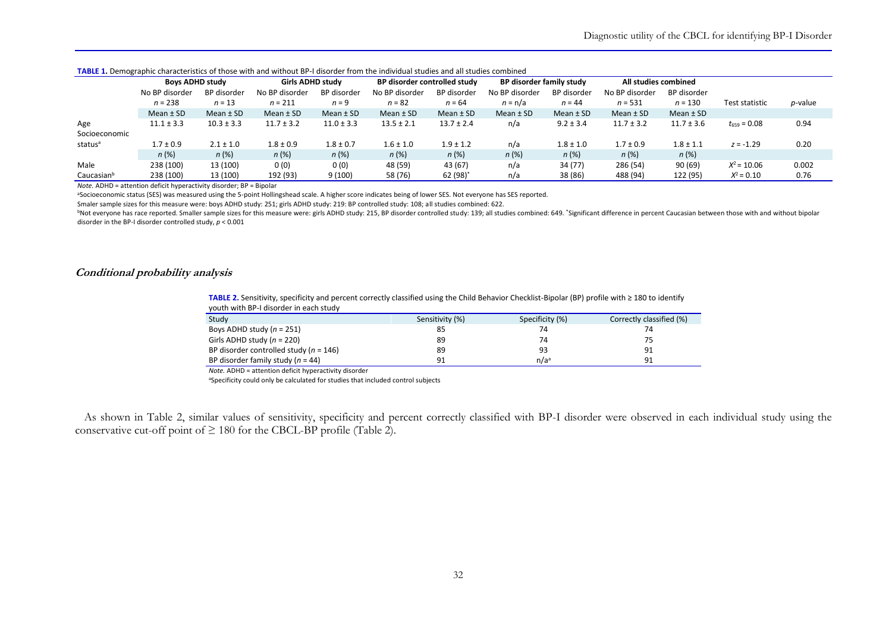**TABLE 1.** Demographic characteristics of those with and without BP-I disorder from the individual studies and all studies combined

| | Boys ADHD study | | Girls ADHD study | | BP disorder controlled study | | BP disorder family study | | All studies combined | | | |
|---|---|---|---|---|---|---|---|---|---|---|---|---|
| | No BP disorder | BP disorder | No BP disorder | BP disorder | No BP disorder | BP disorder | No BP disorder | BP disorder | No BP disorder | BP disorder | | |
| | $n = 238$ | $n = 13$ | $n = 211$ | $n = 9$ | $n = 82$ | $n = 64$ | $n = n/a$ | $n = 44$ | $n = 531$ | $n = 130$ | Test statistic | *p*-value |
| | Mean ± SD | Mean ± SD | Mean ± SD | Mean ± SD | Mean ± SD | Mean ± SD | Mean ± SD | Mean ± SD | Mean ± SD | Mean ± SD | | |
| Age | 11.1 ± 3.3 | 10.3 ± 3.3 | 11.7 ± 3.2 | 11.0 ± 3.3 | 13.5 ± 2.1 | 13.7 ± 2.4 | n/a | 9.2 ± 3.4 | 11.7 ± 3.2 | 11.7 ± 3.6 | $t_{659} = 0.08$ | 0.94 |
| Socioeconomic status[a] | 1.7 ± 0.9 | 2.1 ± 1.0 | 1.8 ± 0.9 | 1.8 ± 0.7 | 1.6 ± 1.0 | 1.9 ± 1.2 | n/a | 1.8 ± 1.0 | 1.7 ± 0.9 | 1.8 ± 1.1 | $z = -1.29$ | 0.20 |
| | *n* (%) | *n* (%) | *n* (%) | *n* (%) | *n* (%) | *n* (%) | *n* (%) | *n* (%) | *n* (%) | *n* (%) | | |
| Male | 238 (100) | 13 (100) | 0 (0) | 0 (0) | 48 (59) | 43 (67) | n/a | 34 (77) | 286 (54) | 90 (69) | $X^2 = 10.06$ | 0.002 |
| Caucasian[b] | 238 (100) | 13 (100) | 192 (93) | 9 (100) | 58 (76) | 62 (98)[*] | n/a | 38 (86) | 488 (94) | 122 (95) | $X^2 = 0.10$ | 0.76 |

*Note.* ADHD = attention deficit hyperactivity disorder; BP = Bipolar

[a]Socioeconomic status (SES) was measured using the 5-point Hollingshead scale. A higher score indicates being of lower SES. Not everyone has SES reported.

Smaler sample sizes for this measure were: boys ADHD study: 251; girls ADHD study: 219: BP controlled study: 108; all studies combined: 622.

[b]Not everyone has race reported. Smaller sample sizes for this measure were: girls ADHD study: 215, BP disorder controlled study: 139; all studies combined: 649. [*]Significant difference in percent Caucasian between those with and without bipolar disorder in the BP-I disorder controlled study, $p < 0.001$

## Conditional probability analysis

**TABLE 2.** Sensitivity, specificity and percent correctly classified using the Child Behavior Checklist-Bipolar (BP) profile with ≥ 180 to identify youth with BP-I disorder in each study

| Study | Sensitivity (%) | Specificity (%) | Correctly classified (%) |
|---|---|---|---|
| Boys ADHD study ($n = 251$) | 85 | 74 | 74 |
| Girls ADHD study ($n = 220$) | 89 | 74 | 75 |
| BP disorder controlled study ($n = 146$) | 89 | 93 | 91 |
| BP disorder family study ($n = 44$) | 91 | n/a[a] | 91 |

*Note.* ADHD = attention deficit hyperactivity disorder

[a]Specificity could only be calculated for studies that included control subjects

As shown in Table 2, similar values of sensitivity, specificity and percent correctly classified with BP-I disorder were observed in each individual study using the conservative cut-off point of ≥ 180 for the CBCL-BP profile (Table 2).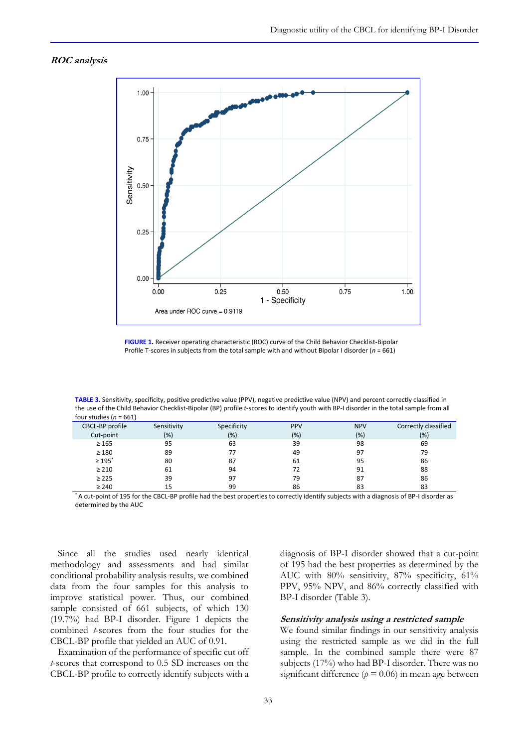### *ROC analysis*

**FIGURE 1.** Receiver operating characteristic (ROC) curve of the Child Behavior Checklist-Bipolar Profile T-scores in subjects from the total sample with and without Bipolar I disorder (*n* = 661)

**TABLE 3.** Sensitivity, specificity, positive predictive value (PPV), negative predictive value (NPV) and percent correctly classified in the use of the Child Behavior Checklist-Bipolar (BP) profile *t*-scores to identify youth with BP-I disorder in the total sample from all four studies (*n* = 661)

| CBCL-BP profile | Sensitivity | Specificity | PPV | NPV | Correctly classified |
|---|---|---|---|---|---|
| Cut-point | (%) | (%) | (%) | (%) | (%) |
| ≥ 165 | 95 | 63 | 39 | 98 | 69 |
| ≥ 180 | 89 | 77 | 49 | 97 | 79 |
| ≥ 195* | 80 | 87 | 61 | 95 | 86 |
| ≥ 210 | 61 | 94 | 72 | 91 | 88 |
| ≥ 225 | 39 | 97 | 79 | 87 | 86 |
| ≥ 240 | 15 | 99 | 86 | 83 | 83 |

\* A cut-point of 195 for the CBCL-BP profile had the best properties to correctly identify subjects with a diagnosis of BP-I disorder as determined by the AUC

Since all the studies used nearly identical methodology and assessments and had similar conditional probability analysis results, we combined data from the four samples for this analysis to improve statistical power. Thus, our combined sample consisted of 661 subjects, of which 130 (19.7%) had BP-I disorder. Figure 1 depicts the combined *t*-scores from the four studies for the CBCL-BP profile that yielded an AUC of 0.91.

Examination of the performance of specific cut off *t*-scores that correspond to 0.5 SD increases on the CBCL-BP profile to correctly identify subjects with a diagnosis of BP-I disorder showed that a cut-point of 195 had the best properties as determined by the AUC with 80% sensitivity, 87% specificity, 61% PPV, 95% NPV, and 86% correctly classified with BP-I disorder (Table 3).

### *Sensitivity analysis using a restricted sample*

We found similar findings in our sensitivity analysis using the restricted sample as we did in the full sample. In the combined sample there were 87 subjects (17%) who had BP-I disorder. There was no significant difference ($p = 0.06$) in mean age between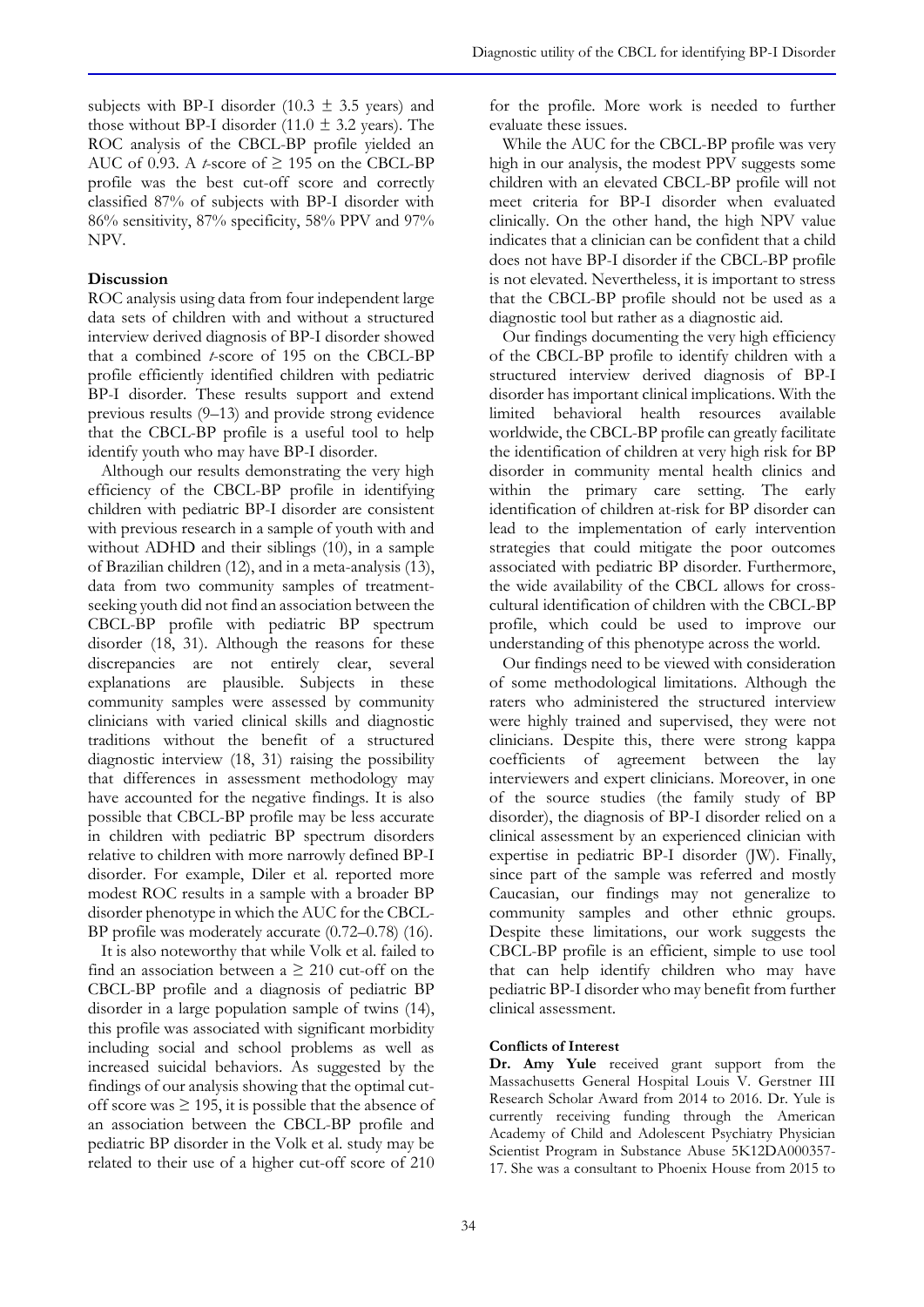subjects with BP-I disorder ($10.3 \pm 3.5$ years) and those without BP-I disorder ($11.0 \pm 3.2$ years). The ROC analysis of the CBCL-BP profile yielded an AUC of 0.93. A *t*-score of $\geq 195$ on the CBCL-BP profile was the best cut-off score and correctly classified 87% of subjects with BP-I disorder with 86% sensitivity, 87% specificity, 58% PPV and 97% NPV.

## Discussion

ROC analysis using data from four independent large data sets of children with and without a structured interview derived diagnosis of BP-I disorder showed that a combined *t*-score of 195 on the CBCL-BP profile efficiently identified children with pediatric BP-I disorder. These results support and extend previous results (9–13) and provide strong evidence that the CBCL-BP profile is a useful tool to help identify youth who may have BP-I disorder.

Although our results demonstrating the very high efficiency of the CBCL-BP profile in identifying children with pediatric BP-I disorder are consistent with previous research in a sample of youth with and without ADHD and their siblings (10), in a sample of Brazilian children (12), and in a meta-analysis (13), data from two community samples of treatment-seeking youth did not find an association between the CBCL-BP profile with pediatric BP spectrum disorder (18, 31). Although the reasons for these discrepancies are not entirely clear, several explanations are plausible. Subjects in these community samples were assessed by community clinicians with varied clinical skills and diagnostic traditions without the benefit of a structured diagnostic interview (18, 31) raising the possibility that differences in assessment methodology may have accounted for the negative findings. It is also possible that CBCL-BP profile may be less accurate in children with pediatric BP spectrum disorders relative to children with more narrowly defined BP-I disorder. For example, Diler et al. reported more modest ROC results in a sample with a broader BP disorder phenotype in which the AUC for the CBCL-BP profile was moderately accurate (0.72–0.78) (16).

It is also noteworthy that while Volk et al. failed to find an association between a $\geq 210$ cut-off on the CBCL-BP profile and a diagnosis of pediatric BP disorder in a large population sample of twins (14), this profile was associated with significant morbidity including social and school problems as well as increased suicidal behaviors. As suggested by the findings of our analysis showing that the optimal cut-off score was $\geq 195$, it is possible that the absence of an association between the CBCL-BP profile and pediatric BP disorder in the Volk et al. study may be related to their use of a higher cut-off score of 210 for the profile. More work is needed to further evaluate these issues.

While the AUC for the CBCL-BP profile was very high in our analysis, the modest PPV suggests some children with an elevated CBCL-BP profile will not meet criteria for BP-I disorder when evaluated clinically. On the other hand, the high NPV value indicates that a clinician can be confident that a child does not have BP-I disorder if the CBCL-BP profile is not elevated. Nevertheless, it is important to stress that the CBCL-BP profile should not be used as a diagnostic tool but rather as a diagnostic aid.

Our findings documenting the very high efficiency of the CBCL-BP profile to identify children with a structured interview derived diagnosis of BP-I disorder has important clinical implications. With the limited behavioral health resources available worldwide, the CBCL-BP profile can greatly facilitate the identification of children at very high risk for BP disorder in community mental health clinics and within the primary care setting. The early identification of children at-risk for BP disorder can lead to the implementation of early intervention strategies that could mitigate the poor outcomes associated with pediatric BP disorder. Furthermore, the wide availability of the CBCL allows for cross-cultural identification of children with the CBCL-BP profile, which could be used to improve our understanding of this phenotype across the world.

Our findings need to be viewed with consideration of some methodological limitations. Although the raters who administered the structured interview were highly trained and supervised, they were not clinicians. Despite this, there were strong kappa coefficients of agreement between the lay interviewers and expert clinicians. Moreover, in one of the source studies (the family study of BP disorder), the diagnosis of BP-I disorder relied on a clinical assessment by an experienced clinician with expertise in pediatric BP-I disorder (JW). Finally, since part of the sample was referred and mostly Caucasian, our findings may not generalize to community samples and other ethnic groups. Despite these limitations, our work suggests the CBCL-BP profile is an efficient, simple to use tool that can help identify children who may have pediatric BP-I disorder who may benefit from further clinical assessment.

### Conflicts of Interest

**Dr. Amy Yule** received grant support from the Massachusetts General Hospital Louis V. Gerstner III Research Scholar Award from 2014 to 2016. Dr. Yule is currently receiving funding through the American Academy of Child and Adolescent Psychiatry Physician Scientist Program in Substance Abuse 5K12DA000357-17. She was a consultant to Phoenix House from 2015 to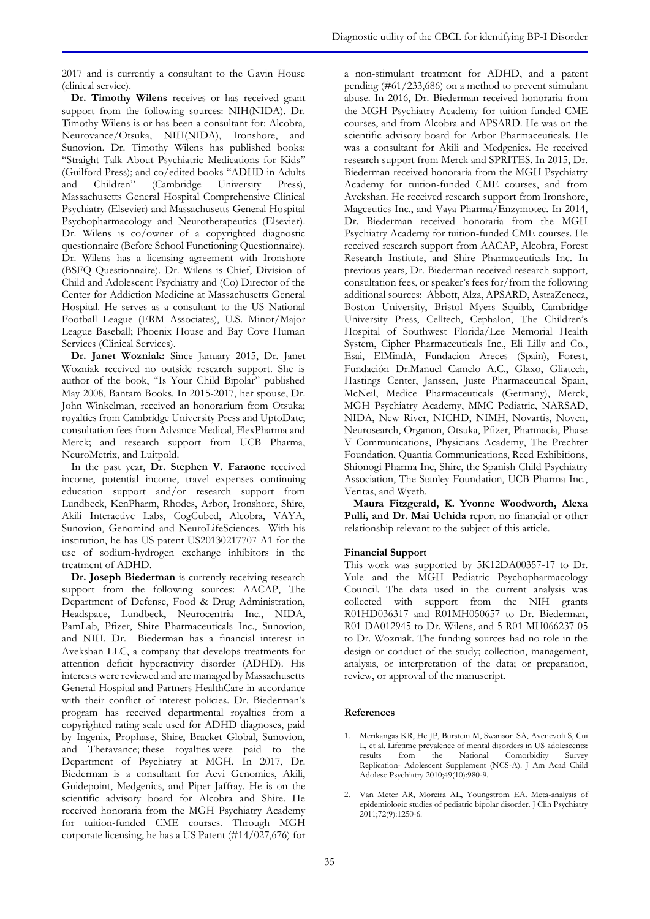2017 and is currently a consultant to the Gavin House (clinical service).

**Dr. Timothy Wilens** receives or has received grant support from the following sources: NIH(NIDA). Dr. Timothy Wilens is or has been a consultant for: Alcobra, Neurovance/Otsuka, NIH(NIDA), Ironshore, and Sunovion. Dr. Timothy Wilens has published books: "Straight Talk About Psychiatric Medications for Kids" (Guilford Press); and co/edited books "ADHD in Adults and Children" (Cambridge University Press), Massachusetts General Hospital Comprehensive Clinical Psychiatry (Elsevier) and Massachusetts General Hospital Psychopharmacology and Neurotherapeutics (Elsevier). Dr. Wilens is co/owner of a copyrighted diagnostic questionnaire (Before School Functioning Questionnaire). Dr. Wilens has a licensing agreement with Ironshore (BSFQ Questionnaire). Dr. Wilens is Chief, Division of Child and Adolescent Psychiatry and (Co) Director of the Center for Addiction Medicine at Massachusetts General Hospital. He serves as a consultant to the US National Football League (ERM Associates), U.S. Minor/Major League Baseball; Phoenix House and Bay Cove Human Services (Clinical Services).

**Dr. Janet Wozniak:** Since January 2015, Dr. Janet Wozniak received no outside research support. She is author of the book, "Is Your Child Bipolar" published May 2008, Bantam Books. In 2015-2017, her spouse, Dr. John Winkelman, received an honorarium from Otsuka; royalties from Cambridge University Press and UptoDate; consultation fees from Advance Medical, FlexPharma and Merck; and research support from UCB Pharma, NeuroMetrix, and Luitpold.

In the past year, **Dr. Stephen V. Faraone** received income, potential income, travel expenses continuing education support and/or research support from Lundbeck, KenPharm, Rhodes, Arbor, Ironshore, Shire, Akili Interactive Labs, CogCubed, Alcobra, VAYA, Sunovion, Genomind and NeuroLifeSciences. With his institution, he has US patent US20130217707 A1 for the use of sodium-hydrogen exchange inhibitors in the treatment of ADHD.

**Dr. Joseph Biederman** is currently receiving research support from the following sources: AACAP, The Department of Defense, Food & Drug Administration, Headspace, Lundbeck, Neurocentria Inc., NIDA, PamLab, Pfizer, Shire Pharmaceuticals Inc., Sunovion, and NIH. Dr. Biederman has a financial interest in Avekshan LLC, a company that develops treatments for attention deficit hyperactivity disorder (ADHD). His interests were reviewed and are managed by Massachusetts General Hospital and Partners HealthCare in accordance with their conflict of interest policies. Dr. Biederman's program has received departmental royalties from a copyrighted rating scale used for ADHD diagnoses, paid by Ingenix, Prophase, Shire, Bracket Global, Sunovion, and Theravance; these royalties were paid to the Department of Psychiatry at MGH. In 2017, Dr. Biederman is a consultant for Aevi Genomics, Akili, Guidepoint, Medgenics, and Piper Jaffray. He is on the scientific advisory board for Alcobra and Shire. He received honoraria from the MGH Psychiatry Academy for tuition-funded CME courses. Through MGH corporate licensing, he has a US Patent (#14/027,676) for a non-stimulant treatment for ADHD, and a patent pending (#61/233,686) on a method to prevent stimulant abuse. In 2016, Dr. Biederman received honoraria from the MGH Psychiatry Academy for tuition-funded CME courses, and from Alcobra and APSARD. He was on the scientific advisory board for Arbor Pharmaceuticals. He was a consultant for Akili and Medgenics. He received research support from Merck and SPRITES. In 2015, Dr. Biederman received honoraria from the MGH Psychiatry Academy for tuition-funded CME courses, and from Avekshan. He received research support from Ironshore, Magceutics Inc., and Vaya Pharma/Enzymotec. In 2014, Dr. Biederman received honoraria from the MGH Psychiatry Academy for tuition-funded CME courses. He received research support from AACAP, Alcobra, Forest Research Institute, and Shire Pharmaceuticals Inc. In previous years, Dr. Biederman received research support, consultation fees, or speaker's fees for/from the following additional sources: Abbott, Alza, APSARD, AstraZeneca, Boston University, Bristol Myers Squibb, Cambridge University Press, Celltech, Cephalon, The Children's Hospital of Southwest Florida/Lee Memorial Health System, Cipher Pharmaceuticals Inc., Eli Lilly and Co., Esai, ElMindA, Fundacion Areces (Spain), Forest, Fundación Dr.Manuel Camelo A.C., Glaxo, Gliatech, Hastings Center, Janssen, Juste Pharmaceutical Spain, McNeil, Medice Pharmaceuticals (Germany), Merck, MGH Psychiatry Academy, MMC Pediatric, NARSAD, NIDA, New River, NICHD, NIMH, Novartis, Noven, Neurosearch, Organon, Otsuka, Pfizer, Pharmacia, Phase V Communications, Physicians Academy, The Prechter Foundation, Quantia Communications, Reed Exhibitions, Shionogi Pharma Inc, Shire, the Spanish Child Psychiatry Association, The Stanley Foundation, UCB Pharma Inc., Veritas, and Wyeth.

**Maura Fitzgerald, K. Yvonne Woodworth, Alexa Pulli, and Dr. Mai Uchida** report no financial or other relationship relevant to the subject of this article.

**Financial Support**

This work was supported by 5K12DA00357-17 to Dr. Yule and the MGH Pediatric Psychopharmacology Council. The data used in the current analysis was collected with support from the NIH grants R01HD036317 and R01MH050657 to Dr. Biederman, R01 DA012945 to Dr. Wilens, and 5 R01 MH066237-05 to Dr. Wozniak. The funding sources had no role in the design or conduct of the study; collection, management, analysis, or interpretation of the data; or preparation, review, or approval of the manuscript.

**References**

1. Merikangas KR, He JP, Burstein M, Swanson SA, Avenevoli S, Cui L, et al. Lifetime prevalence of mental disorders in US adolescents: results from the National Comorbidity Survey Replication- Adolescent Supplement (NCS-A). J Am Acad Child Adolesc Psychiatry 2010;49(10):980-9.
2. Van Meter AR, Moreira AL, Youngstrom EA. Meta-analysis of epidemiologic studies of pediatric bipolar disorder. J Clin Psychiatry 2011;72(9):1250-6.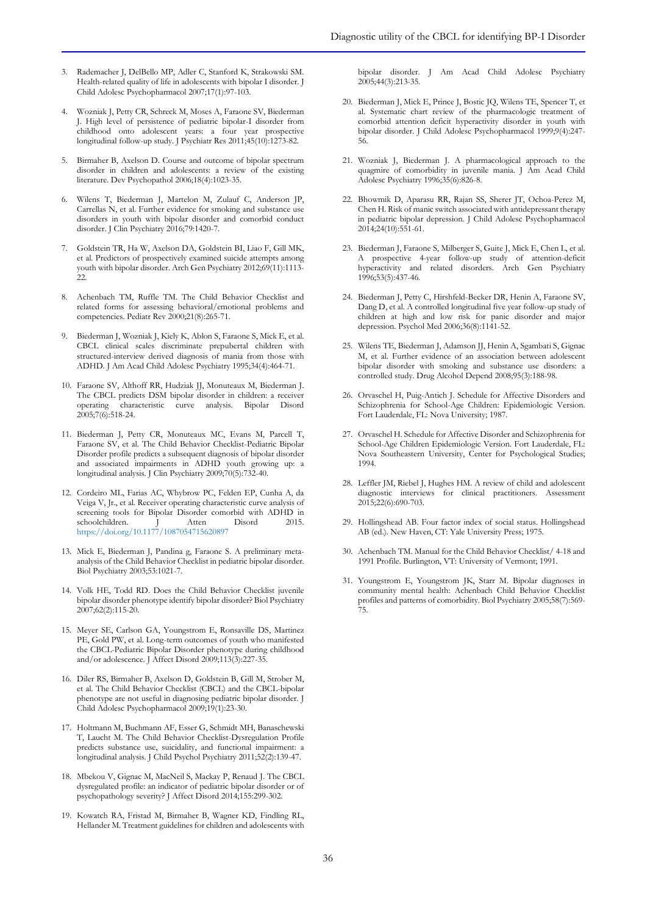3. Rademacher J, DelBello MP, Adler C, Stanford K, Strakowski SM. Health-related quality of life in adolescents with bipolar I disorder. J Child Adolesc Psychopharmacol 2007;17(1):97-103.

4. Wozniak J, Petty CR, Schreck M, Moses A, Faraone SV, Biederman J. High level of persistence of pediatric bipolar-I disorder from childhood onto adolescent years: a four year prospective longitudinal follow-up study. J Psychiatr Res 2011;45(10):1273-82.

5. Birmaher B, Axelson D. Course and outcome of bipolar spectrum disorder in children and adolescents: a review of the existing literature. Dev Psychopathol 2006;18(4):1023-35.

6. Wilens T, Biederman J, Martelon M, Zulauf C, Anderson JP, Carrellas N, et al. Further evidence for smoking and substance use disorders in youth with bipolar disorder and comorbid conduct disorder. J Clin Psychiatry 2016;79:1420-7.

7. Goldstein TR, Ha W, Axelson DA, Goldstein BI, Liao F, Gill MK, et al. Predictors of prospectively examined suicide attempts among youth with bipolar disorder. Arch Gen Psychiatry 2012;69(11):1113-22.

8. Achenbach TM, Ruffle TM. The Child Behavior Checklist and related forms for assessing behavioral/emotional problems and competencies. Pediatr Rev 2000;21(8):265-71.

9. Biederman J, Wozniak J, Kiely K, Ablon S, Faraone S, Mick E, et al. CBCL clinical scales discriminate prepubertal children with structured-interview derived diagnosis of mania from those with ADHD. J Am Acad Child Adolesc Psychiatry 1995;34(4):464-71.

10. Faraone SV, Althoff RR, Hudziak JJ, Monuteaux M, Biederman J. The CBCL predicts DSM bipolar disorder in children: a receiver operating characteristic curve analysis. Bipolar Disord 2005;7(6):518-24.

11. Biederman J, Petty CR, Monuteaux MC, Evans M, Parcell T, Faraone SV, et al. The Child Behavior Checklist-Pediatric Bipolar Disorder profile predicts a subsequent diagnosis of bipolar disorder and associated impairments in ADHD youth growing up: a longitudinal analysis. J Clin Psychiatry 2009;70(5):732-40.

12. Cordeiro ML, Farias AC, Whybrow PC, Felden EP, Cunha A, da Veiga V, Jr., et al. Receiver operating characteristic curve analysis of screening tools for Bipolar Disorder comorbid with ADHD in schoolchildren. J Atten Disord 2015. https://doi.org/10.1177/1087054715620897

13. Mick E, Biederman J, Pandina g, Faraone S. A preliminary meta-analysis of the Child Behavior Checklist in pediatric bipolar disorder. Biol Psychiatry 2003;53:1021-7.

14. Volk HE, Todd RD. Does the Child Behavior Checklist juvenile bipolar disorder phenotype identify bipolar disorder? Biol Psychiatry 2007;62(2):115-20.

15. Meyer SE, Carlson GA, Youngstrom E, Ronsaville DS, Martinez PE, Gold PW, et al. Long-term outcomes of youth who manifested the CBCL-Pediatric Bipolar Disorder phenotype during childhood and/or adolescence. J Affect Disord 2009;113(3):227-35.

16. Diler RS, Birmaher B, Axelson D, Goldstein B, Gill M, Strober M, et al. The Child Behavior Checklist (CBCL) and the CBCL-bipolar phenotype are not useful in diagnosing pediatric bipolar disorder. J Child Adolesc Psychopharmacol 2009;19(1):23-30.

17. Holtmann M, Buchmann AF, Esser G, Schmidt MH, Banaschewski T, Laucht M. The Child Behavior Checklist-Dysregulation Profile predicts substance use, suicidality, and functional impairment: a longitudinal analysis. J Child Psychol Psychiatry 2011;52(2):139-47.

18. Mbekou V, Gignac M, MacNeil S, Mackay P, Renaud J. The CBCL dysregulated profile: an indicator of pediatric bipolar disorder or of psychopathology severity? J Affect Disord 2014;155:299-302.

19. Kowatch RA, Fristad M, Birmaher B, Wagner KD, Findling RL, Hellander M. Treatment guidelines for children and adolescents with bipolar disorder. J Am Acad Child Adolesc Psychiatry 2005;44(3):213-35.

20. Biederman J, Mick E, Prince J, Bostic JQ, Wilens TE, Spencer T, et al. Systematic chart review of the pharmacologic treatment of comorbid attention deficit hyperactivity disorder in youth with bipolar disorder. J Child Adolesc Psychopharmacol 1999;9(4):247-56.

21. Wozniak J, Biederman J. A pharmacological approach to the quagmire of comorbidity in juvenile mania. J Am Acad Child Adolesc Psychiatry 1996;35(6):826-8.

22. Bhowmik D, Aparasu RR, Rajan SS, Sherer JT, Ochoa-Perez M, Chen H. Risk of manic switch associated with antidepressant therapy in pediatric bipolar depression. J Child Adolesc Psychopharmacol 2014;24(10):551-61.

23. Biederman J, Faraone S, Milberger S, Guite J, Mick E, Chen L, et al. A prospective 4-year follow-up study of attention-deficit hyperactivity and related disorders. Arch Gen Psychiatry 1996;53(5):437-46.

24. Biederman J, Petty C, Hirshfeld-Becker DR, Henin A, Faraone SV, Dang D, et al. A controlled longitudinal five year follow-up study of children at high and low risk for panic disorder and major depression. Psychol Med 2006;36(8):1141-52.

25. Wilens TE, Biederman J, Adamson JJ, Henin A, Sgambati S, Gignac M, et al. Further evidence of an association between adolescent bipolar disorder with smoking and substance use disorders: a controlled study. Drug Alcohol Depend 2008;95(3):188-98.

26. Orvaschel H, Puig-Antich J. Schedule for Affective Disorders and Schizophrenia for School-Age Children: Epidemiologic Version. Fort Lauderdale, FL: Nova University; 1987.

27. Orvaschel H. Schedule for Affective Disorder and Schizophrenia for School-Age Children Epidemiologic Version. Fort Lauderdale, FL: Nova Southeastern University, Center for Psychological Studies; 1994.

28. Leffler JM, Riebel J, Hughes HM. A review of child and adolescent diagnostic interviews for clinical practitioners. Assessment 2015;22(6):690-703.

29. Hollingshead AB. Four factor index of social status. Hollingshead AB (ed.). New Haven, CT: Yale University Press; 1975.

30. Achenbach TM. Manual for the Child Behavior Checklist/ 4-18 and 1991 Profile. Burlington, VT: University of Vermont; 1991.

31. Youngstrom E, Youngstrom JK, Starr M. Bipolar diagnoses in community mental health: Achenbach Child Behavior Checklist profiles and patterns of comorbidity. Biol Psychiatry 2005;58(7):569-75.